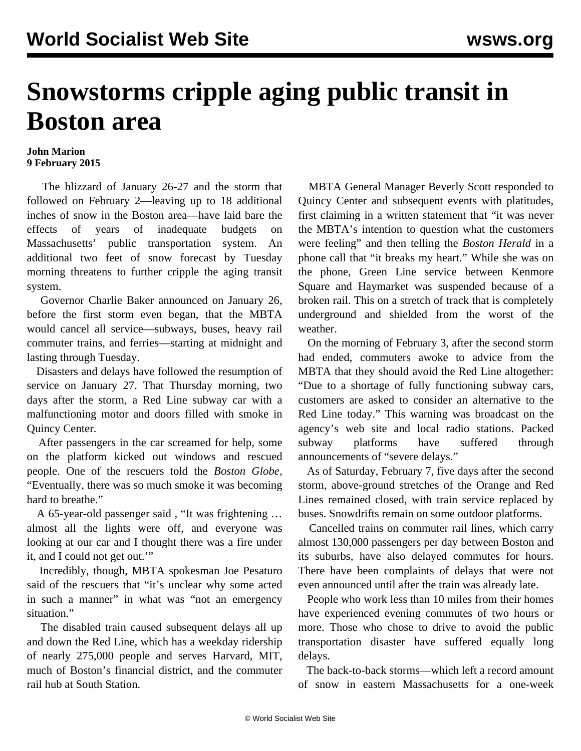# Snowstorms cripple aging public transit in Boston area

**John Marion**
**9 February 2015**

The blizzard of January 26-27 and the storm that followed on February 2—leaving up to 18 additional inches of snow in the Boston area—have laid bare the effects of years of inadequate budgets on Massachusetts' public transportation system. An additional two feet of snow forecast by Tuesday morning threatens to further cripple the aging transit system.

Governor Charlie Baker announced on January 26, before the first storm even began, that the MBTA would cancel all service—subways, buses, heavy rail commuter trains, and ferries—starting at midnight and lasting through Tuesday.

Disasters and delays have followed the resumption of service on January 27. That Thursday morning, two days after the storm, a Red Line subway car with a malfunctioning motor and doors filled with smoke in Quincy Center.

After passengers in the car screamed for help, some on the platform kicked out windows and rescued people. One of the rescuers told the *Boston Globe*, "Eventually, there was so much smoke it was becoming hard to breathe."

A 65-year-old passenger said , "It was frightening … almost all the lights were off, and everyone was looking at our car and I thought there was a fire under it, and I could not get out.'"

Incredibly, though, MBTA spokesman Joe Pesaturo said of the rescuers that "it's unclear why some acted in such a manner" in what was "not an emergency situation."

The disabled train caused subsequent delays all up and down the Red Line, which has a weekday ridership of nearly 275,000 people and serves Harvard, MIT, much of Boston's financial district, and the commuter rail hub at South Station.

MBTA General Manager Beverly Scott responded to Quincy Center and subsequent events with platitudes, first claiming in a written statement that "it was never the MBTA's intention to question what the customers were feeling" and then telling the *Boston Herald* in a phone call that "it breaks my heart." While she was on the phone, Green Line service between Kenmore Square and Haymarket was suspended because of a broken rail. This on a stretch of track that is completely underground and shielded from the worst of the weather.

On the morning of February 3, after the second storm had ended, commuters awoke to advice from the MBTA that they should avoid the Red Line altogether: "Due to a shortage of fully functioning subway cars, customers are asked to consider an alternative to the Red Line today." This warning was broadcast on the agency's web site and local radio stations. Packed subway platforms have suffered through announcements of "severe delays."

As of Saturday, February 7, five days after the second storm, above-ground stretches of the Orange and Red Lines remained closed, with train service replaced by buses. Snowdrifts remain on some outdoor platforms.

Cancelled trains on commuter rail lines, which carry almost 130,000 passengers per day between Boston and its suburbs, have also delayed commutes for hours. There have been complaints of delays that were not even announced until after the train was already late.

People who work less than 10 miles from their homes have experienced evening commutes of two hours or more. Those who chose to drive to avoid the public transportation disaster have suffered equally long delays.

The back-to-back storms—which left a record amount of snow in eastern Massachusetts for a one-week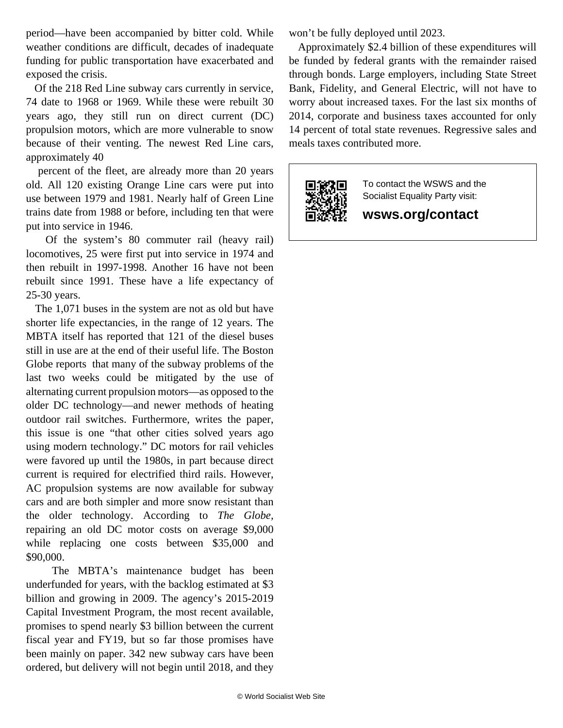period—have been accompanied by bitter cold. While weather conditions are difficult, decades of inadequate funding for public transportation have exacerbated and exposed the crisis.

Of the 218 Red Line subway cars currently in service, 74 date to 1968 or 1969. While these were rebuilt 30 years ago, they still run on direct current (DC) propulsion motors, which are more vulnerable to snow because of their venting. The newest Red Line cars, approximately 40 percent of the fleet, are already more than 20 years old. All 120 existing Orange Line cars were put into use between 1979 and 1981. Nearly half of Green Line trains date from 1988 or before, including ten that were put into service in 1946.

Of the system's 80 commuter rail (heavy rail) locomotives, 25 were first put into service in 1974 and then rebuilt in 1997-1998. Another 16 have not been rebuilt since 1991. These have a life expectancy of 25-30 years.

The 1,071 buses in the system are not as old but have shorter life expectancies, in the range of 12 years. The MBTA itself has reported that 121 of the diesel buses still in use are at the end of their useful life. The Boston Globe reports that many of the subway problems of the last two weeks could be mitigated by the use of alternating current propulsion motors—as opposed to the older DC technology—and newer methods of heating outdoor rail switches. Furthermore, writes the paper, this issue is one "that other cities solved years ago using modern technology." DC motors for rail vehicles were favored up until the 1980s, in part because direct current is required for electrified third rails. However, AC propulsion systems are now available for subway cars and are both simpler and more snow resistant than the older technology. According to *The Globe*, repairing an old DC motor costs on average $9,000 while replacing one costs between $35,000 and $90,000.

The MBTA's maintenance budget has been underfunded for years, with the backlog estimated at $3 billion and growing in 2009. The agency's 2015-2019 Capital Investment Program, the most recent available, promises to spend nearly $3 billion between the current fiscal year and FY19, but so far those promises have been mainly on paper. 342 new subway cars have been ordered, but delivery will not begin until 2018, and they won't be fully deployed until 2023.

Approximately $2.4 billion of these expenditures will be funded by federal grants with the remainder raised through bonds. Large employers, including State Street Bank, Fidelity, and General Electric, will not have to worry about increased taxes. For the last six months of 2014, corporate and business taxes accounted for only 14 percent of total state revenues. Regressive sales and meals taxes contributed more.

To contact the WSWS and the Socialist Equality Party visit:

**wsws.org/contact**